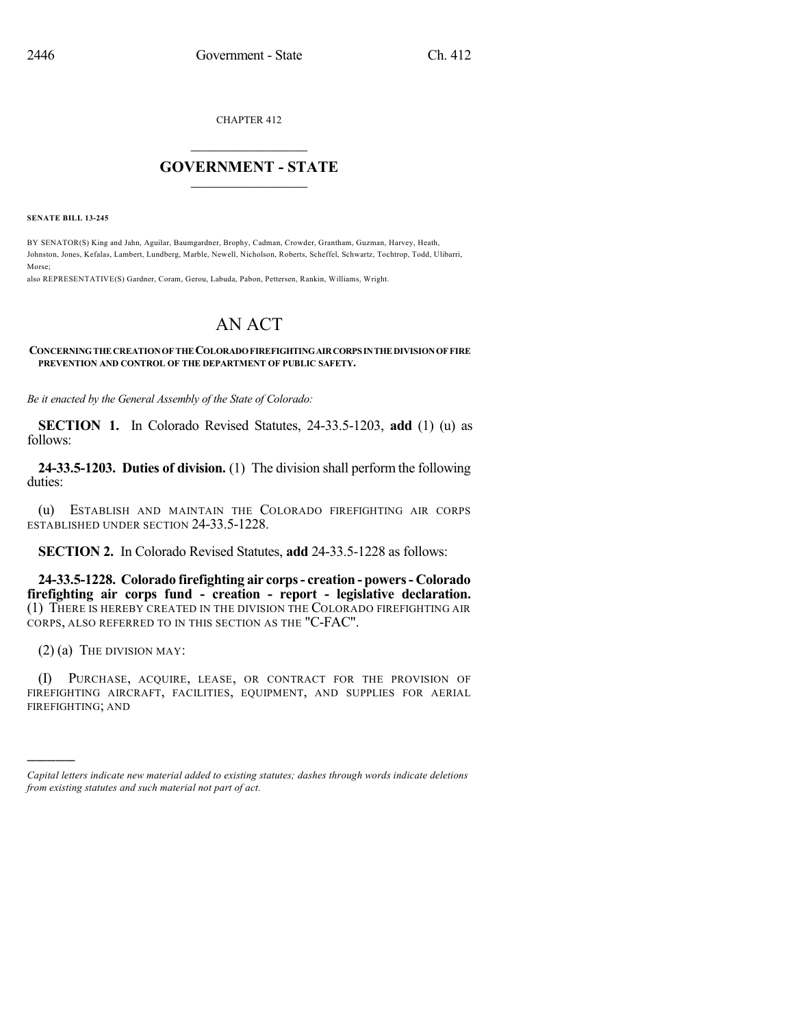CHAPTER 412

# GOVERNMENT - STATE

**SENATE BILL 13-245**

BY SENATOR(S) King and Jahn, Aguilar, Baumgardner, Brophy, Cadman, Crowder, Grantham, Guzman, Harvey, Heath, Johnston, Jones, Kefalas, Lambert, Lundberg, Marble, Newell, Nicholson, Roberts, Scheffel, Schwartz, Tochtrop, Todd, Ulibarri, Morse;

also REPRESENTATIVE(S) Gardner, Coram, Gerou, Labuda, Pabon, Pettersen, Rankin, Williams, Wright.

# AN ACT

**CONCERNING THE CREATION OF THE COLORADO FIREFIGHTING AIR CORPS IN THE DIVISION OF FIRE PREVENTION AND CONTROL OF THE DEPARTMENT OF PUBLIC SAFETY.**

*Be it enacted by the General Assembly of the State of Colorado:*

**SECTION 1.** In Colorado Revised Statutes, 24-33.5-1203, **add** (1) (u) as follows:

**24-33.5-1203. Duties of division.** (1) The division shall perform the following duties:

(u) ESTABLISH AND MAINTAIN THE COLORADO FIREFIGHTING AIR CORPS ESTABLISHED UNDER SECTION 24-33.5-1228.

**SECTION 2.** In Colorado Revised Statutes, **add** 24-33.5-1228 as follows:

**24-33.5-1228. Colorado firefighting air corps - creation - powers - Colorado firefighting air corps fund - creation - report - legislative declaration.** (1) THERE IS HEREBY CREATED IN THE DIVISION THE COLORADO FIREFIGHTING AIR CORPS, ALSO REFERRED TO IN THIS SECTION AS THE "C-FAC".

(2) (a) THE DIVISION MAY:

(I) PURCHASE, ACQUIRE, LEASE, OR CONTRACT FOR THE PROVISION OF FIREFIGHTING AIRCRAFT, FACILITIES, EQUIPMENT, AND SUPPLIES FOR AERIAL FIREFIGHTING; AND

---

*Capital letters indicate new material added to existing statutes; dashes through words indicate deletions from existing statutes and such material not part of act.*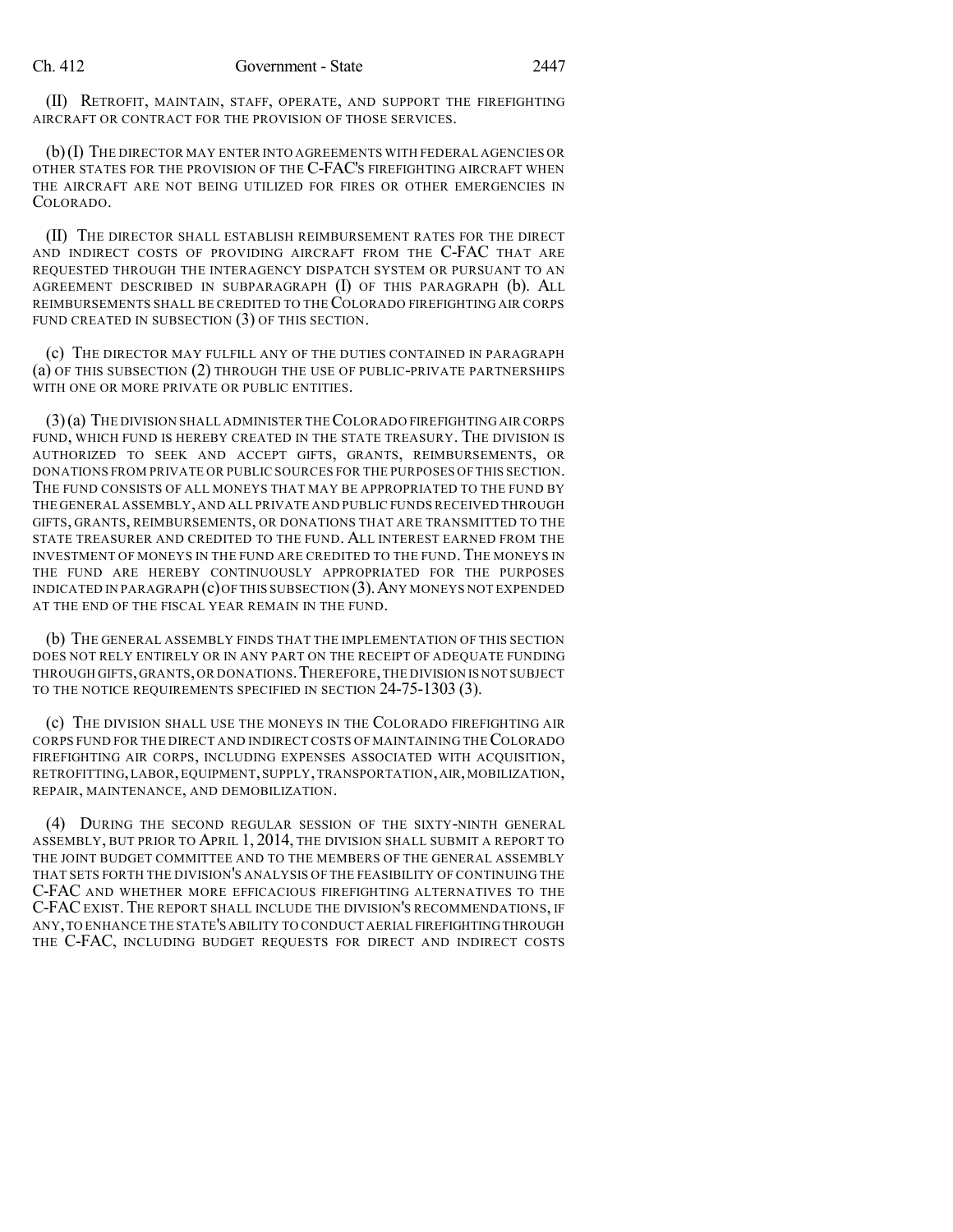(II) RETROFIT, MAINTAIN, STAFF, OPERATE, AND SUPPORT THE FIREFIGHTING AIRCRAFT OR CONTRACT FOR THE PROVISION OF THOSE SERVICES.

(b) (I) THE DIRECTOR MAY ENTER INTO AGREEMENTS WITH FEDERAL AGENCIES OR OTHER STATES FOR THE PROVISION OF THE C-FAC'S FIREFIGHTING AIRCRAFT WHEN THE AIRCRAFT ARE NOT BEING UTILIZED FOR FIRES OR OTHER EMERGENCIES IN COLORADO.

(II) THE DIRECTOR SHALL ESTABLISH REIMBURSEMENT RATES FOR THE DIRECT AND INDIRECT COSTS OF PROVIDING AIRCRAFT FROM THE C-FAC THAT ARE REQUESTED THROUGH THE INTERAGENCY DISPATCH SYSTEM OR PURSUANT TO AN AGREEMENT DESCRIBED IN SUBPARAGRAPH (I) OF THIS PARAGRAPH (b). ALL REIMBURSEMENTS SHALL BE CREDITED TO THE COLORADO FIREFIGHTING AIR CORPS FUND CREATED IN SUBSECTION (3) OF THIS SECTION.

(c) THE DIRECTOR MAY FULFILL ANY OF THE DUTIES CONTAINED IN PARAGRAPH (a) OF THIS SUBSECTION (2) THROUGH THE USE OF PUBLIC-PRIVATE PARTNERSHIPS WITH ONE OR MORE PRIVATE OR PUBLIC ENTITIES.

(3) (a) THE DIVISION SHALL ADMINISTER THE COLORADO FIREFIGHTING AIR CORPS FUND, WHICH FUND IS HEREBY CREATED IN THE STATE TREASURY. THE DIVISION IS AUTHORIZED TO SEEK AND ACCEPT GIFTS, GRANTS, REIMBURSEMENTS, OR DONATIONS FROM PRIVATE OR PUBLIC SOURCES FOR THE PURPOSES OF THIS SECTION. THE FUND CONSISTS OF ALL MONEYS THAT MAY BE APPROPRIATED TO THE FUND BY THE GENERAL ASSEMBLY, AND ALL PRIVATE AND PUBLIC FUNDS RECEIVED THROUGH GIFTS, GRANTS, REIMBURSEMENTS, OR DONATIONS THAT ARE TRANSMITTED TO THE STATE TREASURER AND CREDITED TO THE FUND. ALL INTEREST EARNED FROM THE INVESTMENT OF MONEYS IN THE FUND ARE CREDITED TO THE FUND. THE MONEYS IN THE FUND ARE HEREBY CONTINUOUSLY APPROPRIATED FOR THE PURPOSES INDICATED IN PARAGRAPH (c) OF THIS SUBSECTION (3). ANY MONEYS NOT EXPENDED AT THE END OF THE FISCAL YEAR REMAIN IN THE FUND.

(b) THE GENERAL ASSEMBLY FINDS THAT THE IMPLEMENTATION OF THIS SECTION DOES NOT RELY ENTIRELY OR IN ANY PART ON THE RECEIPT OF ADEQUATE FUNDING THROUGH GIFTS, GRANTS, OR DONATIONS. THEREFORE, THE DIVISION IS NOT SUBJECT TO THE NOTICE REQUIREMENTS SPECIFIED IN SECTION 24-75-1303 (3).

(c) THE DIVISION SHALL USE THE MONEYS IN THE COLORADO FIREFIGHTING AIR CORPS FUND FOR THE DIRECT AND INDIRECT COSTS OF MAINTAINING THE COLORADO FIREFIGHTING AIR CORPS, INCLUDING EXPENSES ASSOCIATED WITH ACQUISITION, RETROFITTING, LABOR, EQUIPMENT, SUPPLY, TRANSPORTATION, AIR, MOBILIZATION, REPAIR, MAINTENANCE, AND DEMOBILIZATION.

(4) DURING THE SECOND REGULAR SESSION OF THE SIXTY-NINTH GENERAL ASSEMBLY, BUT PRIOR TO APRIL 1, 2014, THE DIVISION SHALL SUBMIT A REPORT TO THE JOINT BUDGET COMMITTEE AND TO THE MEMBERS OF THE GENERAL ASSEMBLY THAT SETS FORTH THE DIVISION'S ANALYSIS OF THE FEASIBILITY OF CONTINUING THE C-FAC AND WHETHER MORE EFFICACIOUS FIREFIGHTING ALTERNATIVES TO THE C-FAC EXIST. THE REPORT SHALL INCLUDE THE DIVISION'S RECOMMENDATIONS, IF ANY, TO ENHANCE THE STATE'S ABILITY TO CONDUCT AERIAL FIREFIGHTING THROUGH THE C-FAC, INCLUDING BUDGET REQUESTS FOR DIRECT AND INDIRECT COSTS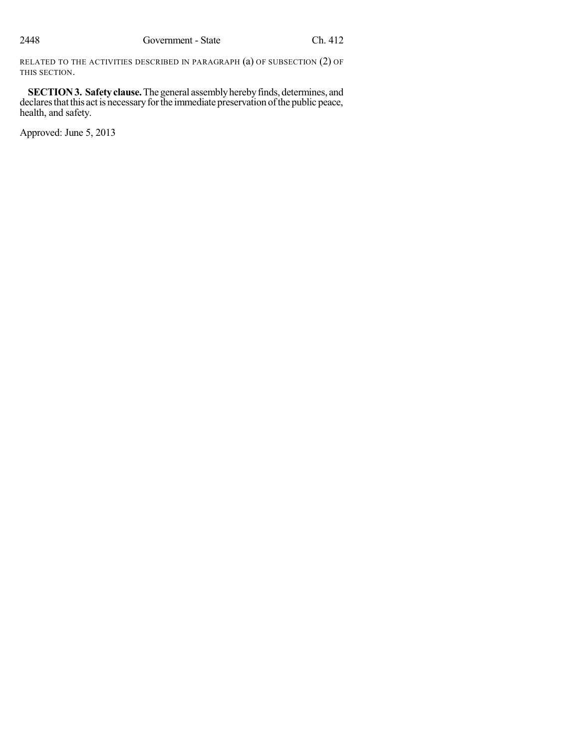RELATED TO THE ACTIVITIES DESCRIBED IN PARAGRAPH (a) OF SUBSECTION (2) OF THIS SECTION.

**SECTION 3. Safety clause.** The general assembly hereby finds, determines, and declares that this act is necessary for the immediate preservation of the public peace, health, and safety.

Approved: June 5, 2013